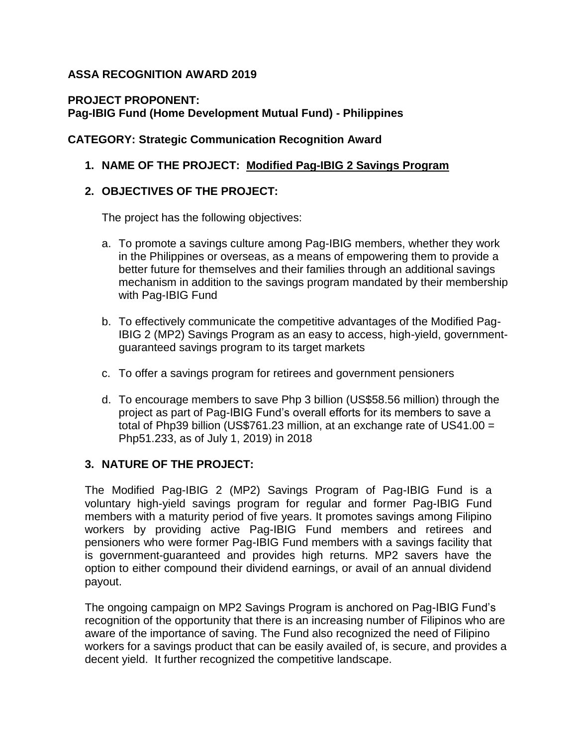**ASSA RECOGNITION AWARD 2019**

**PROJECT PROPONENT:**
**Pag-IBIG Fund (Home Development Mutual Fund) - Philippines**

**CATEGORY: Strategic Communication Recognition Award**

1. **NAME OF THE PROJECT: <u>Modified Pag-IBIG 2 Savings Program</u>**

2. **OBJECTIVES OF THE PROJECT:**

   The project has the following objectives:

   a. To promote a savings culture among Pag-IBIG members, whether they work in the Philippines or overseas, as a means of empowering them to provide a better future for themselves and their families through an additional savings mechanism in addition to the savings program mandated by their membership with Pag-IBIG Fund

   b. To effectively communicate the competitive advantages of the Modified Pag-IBIG 2 (MP2) Savings Program as an easy to access, high-yield, government-guaranteed savings program to its target markets

   c. To offer a savings program for retirees and government pensioners

   d. To encourage members to save Php 3 billion (US$58.56 million) through the project as part of Pag-IBIG Fund's overall efforts for its members to save a total of Php39 billion (US$761.23 million, at an exchange rate of US41.00 = Php51.233, as of July 1, 2019) in 2018

3. **NATURE OF THE PROJECT:**

The Modified Pag-IBIG 2 (MP2) Savings Program of Pag-IBIG Fund is a voluntary high-yield savings program for regular and former Pag-IBIG Fund members with a maturity period of five years. It promotes savings among Filipino workers by providing active Pag-IBIG Fund members and retirees and pensioners who were former Pag-IBIG Fund members with a savings facility that is government-guaranteed and provides high returns. MP2 savers have the option to either compound their dividend earnings, or avail of an annual dividend payout.

The ongoing campaign on MP2 Savings Program is anchored on Pag-IBIG Fund's recognition of the opportunity that there is an increasing number of Filipinos who are aware of the importance of saving. The Fund also recognized the need of Filipino workers for a savings product that can be easily availed of, is secure, and provides a decent yield. It further recognized the competitive landscape.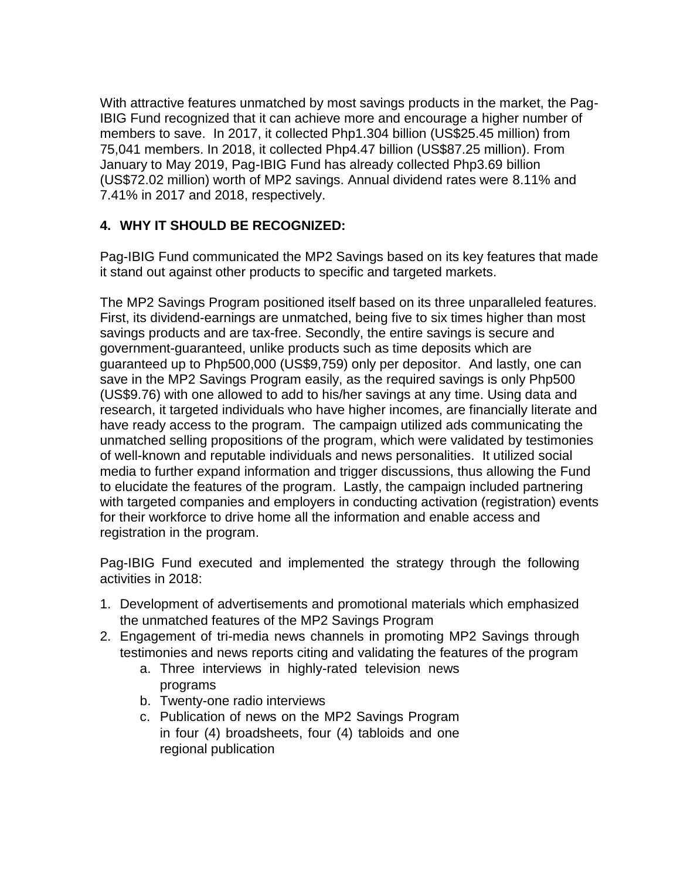With attractive features unmatched by most savings products in the market, the Pag-IBIG Fund recognized that it can achieve more and encourage a higher number of members to save. In 2017, it collected Php1.304 billion (US$25.45 million) from 75,041 members. In 2018, it collected Php4.47 billion (US$87.25 million). From January to May 2019, Pag-IBIG Fund has already collected Php3.69 billion (US$72.02 million) worth of MP2 savings. Annual dividend rates were 8.11% and 7.41% in 2017 and 2018, respectively.

## 4. WHY IT SHOULD BE RECOGNIZED:

Pag-IBIG Fund communicated the MP2 Savings based on its key features that made it stand out against other products to specific and targeted markets.

The MP2 Savings Program positioned itself based on its three unparalleled features. First, its dividend-earnings are unmatched, being five to six times higher than most savings products and are tax-free. Secondly, the entire savings is secure and government-guaranteed, unlike products such as time deposits which are guaranteed up to Php500,000 (US$9,759) only per depositor. And lastly, one can save in the MP2 Savings Program easily, as the required savings is only Php500 (US$9.76) with one allowed to add to his/her savings at any time. Using data and research, it targeted individuals who have higher incomes, are financially literate and have ready access to the program. The campaign utilized ads communicating the unmatched selling propositions of the program, which were validated by testimonies of well-known and reputable individuals and news personalities. It utilized social media to further expand information and trigger discussions, thus allowing the Fund to elucidate the features of the program. Lastly, the campaign included partnering with targeted companies and employers in conducting activation (registration) events for their workforce to drive home all the information and enable access and registration in the program.

Pag-IBIG Fund executed and implemented the strategy through the following activities in 2018:

1. Development of advertisements and promotional materials which emphasized the unmatched features of the MP2 Savings Program
2. Engagement of tri-media news channels in promoting MP2 Savings through testimonies and news reports citing and validating the features of the program
    a. Three interviews in highly-rated television news programs
    b. Twenty-one radio interviews
    c. Publication of news on the MP2 Savings Program in four (4) broadsheets, four (4) tabloids and one regional publication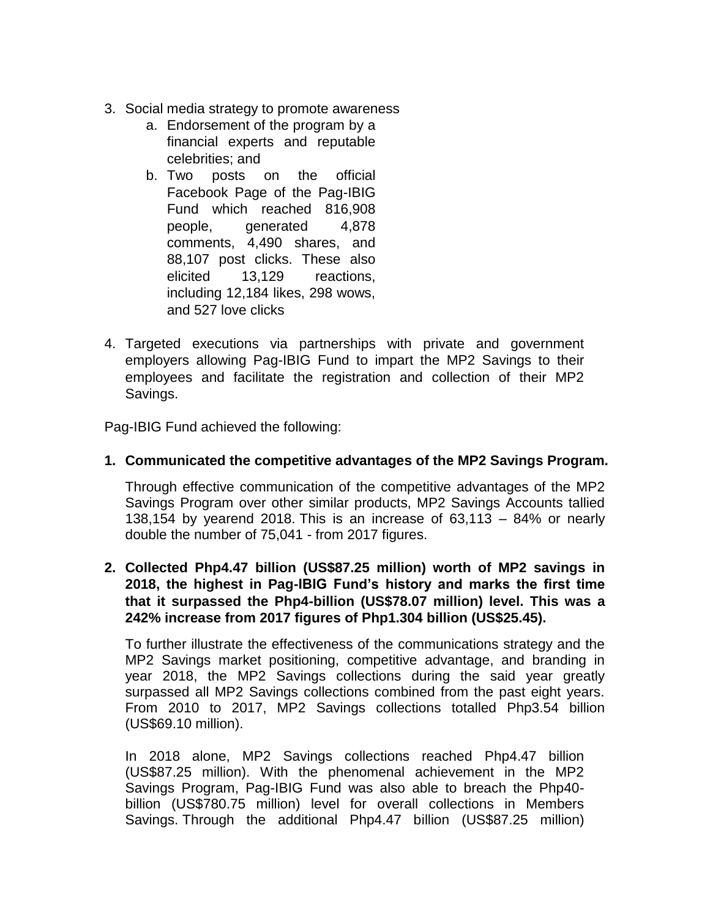3. Social media strategy to promote awareness
    a. Endorsement of the program by a financial experts and reputable celebrities; and
    b. Two posts on the official Facebook Page of the Pag-IBIG Fund which reached 816,908 people, generated 4,878 comments, 4,490 shares, and 88,107 post clicks. These also elicited 13,129 reactions, including 12,184 likes, 298 wows, and 527 love clicks

4. Targeted executions via partnerships with private and government employers allowing Pag-IBIG Fund to impart the MP2 Savings to their employees and facilitate the registration and collection of their MP2 Savings.

Pag-IBIG Fund achieved the following:

**1. Communicated the competitive advantages of the MP2 Savings Program.**

Through effective communication of the competitive advantages of the MP2 Savings Program over other similar products, MP2 Savings Accounts tallied 138,154 by yearend 2018. This is an increase of 63,113 – 84% or nearly double the number of 75,041 - from 2017 figures.

**2. Collected Php4.47 billion (US$87.25 million) worth of MP2 savings in 2018, the highest in Pag-IBIG Fund's history and marks the first time that it surpassed the Php4-billion (US$78.07 million) level. This was a 242% increase from 2017 figures of Php1.304 billion (US$25.45).**

To further illustrate the effectiveness of the communications strategy and the MP2 Savings market positioning, competitive advantage, and branding in year 2018, the MP2 Savings collections during the said year greatly surpassed all MP2 Savings collections combined from the past eight years. From 2010 to 2017, MP2 Savings collections totalled Php3.54 billion (US$69.10 million).

In 2018 alone, MP2 Savings collections reached Php4.47 billion (US$87.25 million). With the phenomenal achievement in the MP2 Savings Program, Pag-IBIG Fund was also able to breach the Php40-billion (US$780.75 million) level for overall collections in Members Savings. Through the additional Php4.47 billion (US$87.25 million)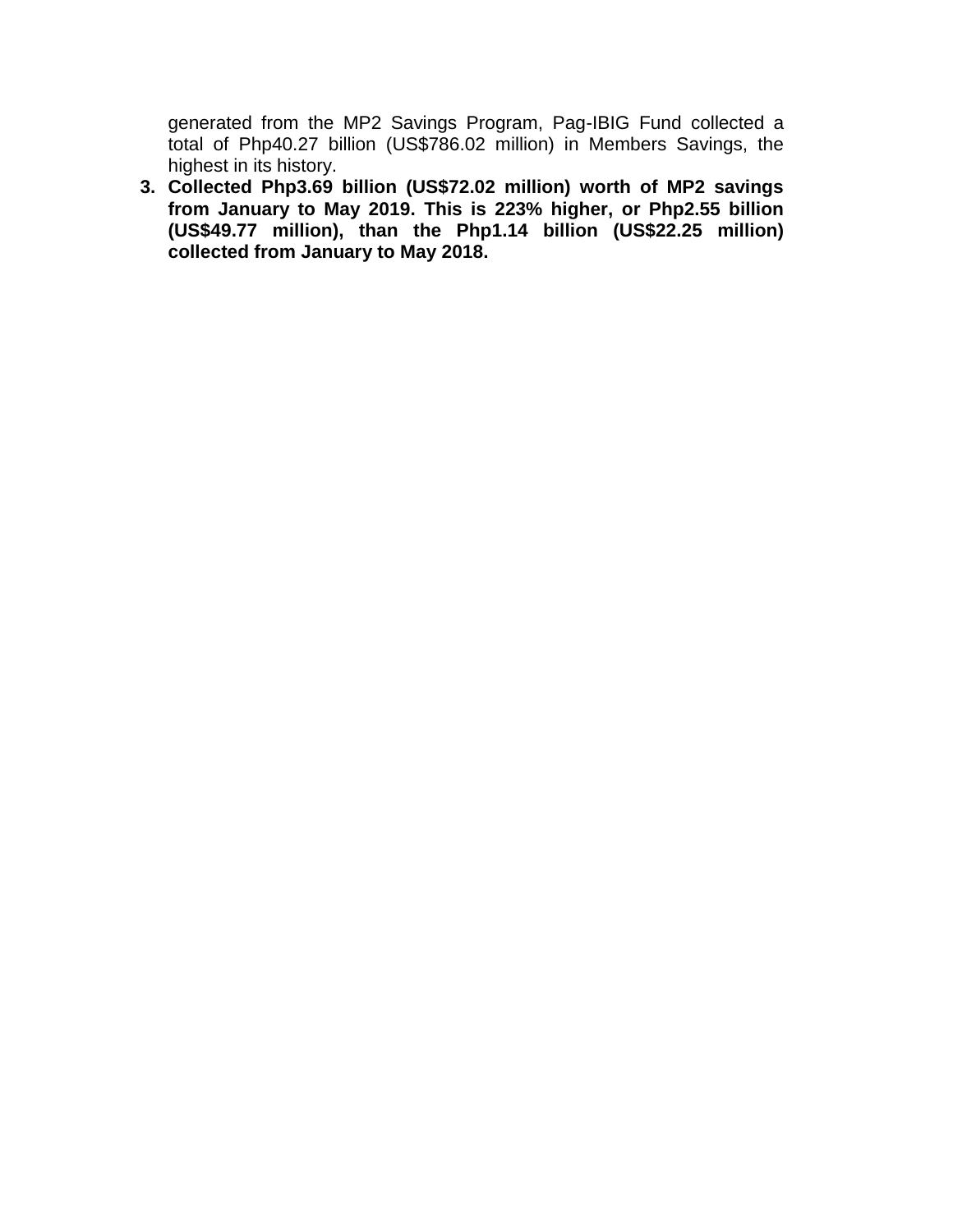generated from the MP2 Savings Program, Pag-IBIG Fund collected a total of Php40.27 billion (US$786.02 million) in Members Savings, the highest in its history.

3. **Collected Php3.69 billion (US$72.02 million) worth of MP2 savings from January to May 2019. This is 223% higher, or Php2.55 billion (US$49.77 million), than the Php1.14 billion (US$22.25 million) collected from January to May 2018.**